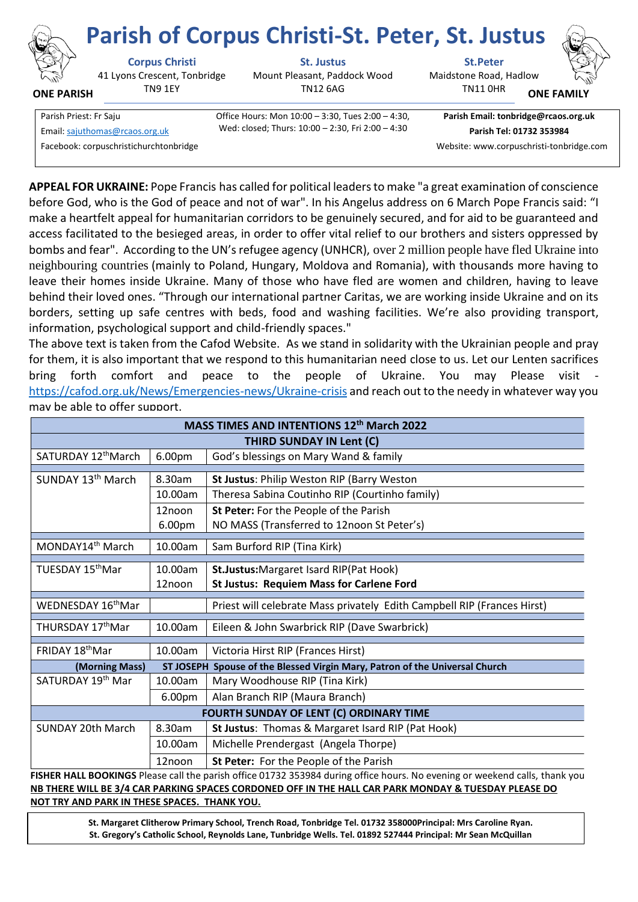# Parish of Corpus Christi-St. Peter, St. Justus

**ONE PARISH** — **ONE FAMILY**

| **Corpus Christi** | **St. Justus** | **St.Peter** |
|---|---|---|
| 41 Lyons Crescent, Tonbridge TN9 1EY | Mount Pleasant, Paddock Wood TN12 6AG | Maidstone Road, Hadlow TN11 0HR |

Parish Priest: Fr Saju
Email: sajuthomas@rcaos.org.uk
Facebook: corpuschristichurchtonbridge

Office Hours: Mon 10:00 – 3:30, Tues 2:00 – 4:30, Wed: closed; Thurs: 10:00 – 2:30, Fri 2:00 – 4:30

**Parish Email: tonbridge@rcaos.org.uk**
**Parish Tel: 01732 353984**
Website: www.corpuschristi-tonbridge.com

**APPEAL FOR UKRAINE:** Pope Francis has called for political leaders to make "a great examination of conscience before God, who is the God of peace and not of war". In his Angelus address on 6 March Pope Francis said: "I make a heartfelt appeal for humanitarian corridors to be genuinely secured, and for aid to be guaranteed and access facilitated to the besieged areas, in order to offer vital relief to our brothers and sisters oppressed by bombs and fear". According to the UN's refugee agency (UNHCR), over 2 million people have fled Ukraine into neighbouring countries (mainly to Poland, Hungary, Moldova and Romania), with thousands more having to leave their homes inside Ukraine. Many of those who have fled are women and children, having to leave behind their loved ones. "Through our international partner Caritas, we are working inside Ukraine and on its borders, setting up safe centres with beds, food and washing facilities. We're also providing transport, information, psychological support and child-friendly spaces."
The above text is taken from the Cafod Website. As we stand in solidarity with the Ukrainian people and pray for them, it is also important that we respond to this humanitarian need close to us. Let our Lenten sacrifices bring forth comfort and peace to the people of Ukraine. You may Please visit - https://cafod.org.uk/News/Emergencies-news/Ukraine-crisis and reach out to the needy in whatever way you may be able to offer support.

| **MASS TIMES AND INTENTIONS 12th March 2022** | | |
|---|---|---|
| **THIRD SUNDAY IN Lent (C)** | | |
| SATURDAY 12th March | 6.00pm | God's blessings on Mary Wand & family |
| SUNDAY 13th March | 8.30am | **St Justus**: Philip Weston RIP (Barry Weston |
| | 10.00am | Theresa Sabina Coutinho RIP (Courtinho family) |
| | 12noon | **St Peter:** For the People of the Parish |
| | 6.00pm | NO MASS (Transferred to 12noon St Peter's) |
| MONDAY14th March | 10.00am | Sam Burford RIP (Tina Kirk) |
| TUESDAY 15th Mar | 10.00am | **St.Justus:**Margaret Isard RIP(Pat Hook) |
| | 12noon | **St Justus: Requiem Mass for Carlene Ford** |
| WEDNESDAY 16th Mar | | Priest will celebrate Mass privately Edith Campbell RIP (Frances Hirst) |
| THURSDAY 17th Mar | 10.00am | Eileen & John Swarbrick RIP (Dave Swarbrick) |
| FRIDAY 18th Mar | 10.00am | Victoria Hirst RIP (Frances Hirst) |
| **(Morning Mass)** | | **ST JOSEPH Spouse of the Blessed Virgin Mary, Patron of the Universal Church** |
| SATURDAY 19th Mar | 10.00am | Mary Woodhouse RIP (Tina Kirk) |
| | 6.00pm | Alan Branch RIP (Maura Branch) |
| **FOURTH SUNDAY OF LENT (C) ORDINARY TIME** | | |
| SUNDAY 20th March | 8.30am | **St Justus**: Thomas & Margaret Isard RIP (Pat Hook) |
| | 10.00am | Michelle Prendergast (Angela Thorpe) |
| | 12noon | **St Peter:** For the People of the Parish |

**FISHER HALL BOOKINGS** Please call the parish office 01732 353984 during office hours. No evening or weekend calls, thank you

**NB THERE WILL BE 3/4 CAR PARKING SPACES CORDONED OFF IN THE HALL CAR PARK MONDAY & TUESDAY PLEASE DO NOT TRY AND PARK IN THESE SPACES. THANK YOU.**

**St. Margaret Clitherow Primary School, Trench Road, Tonbridge Tel. 01732 358000Principal: Mrs Caroline Ryan.**
**St. Gregory's Catholic School, Reynolds Lane, Tunbridge Wells. Tel. 01892 527444 Principal: Mr Sean McQuillan**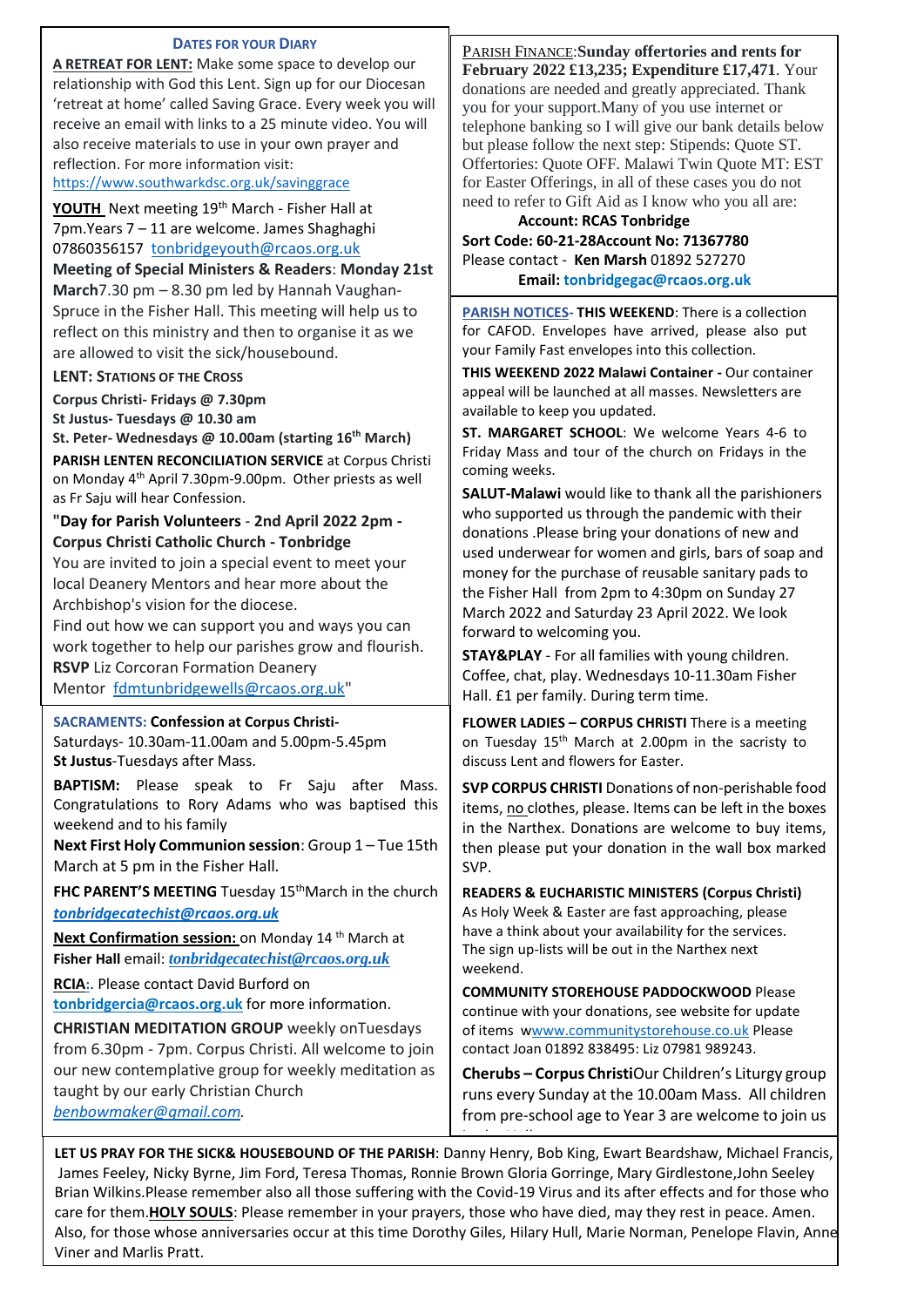## DATES FOR YOUR DIARY

**A RETREAT FOR LENT:** Make some space to develop our relationship with God this Lent. Sign up for our Diocesan 'retreat at home' called Saving Grace. Every week you will receive an email with links to a 25 minute video. You will also receive materials to use in your own prayer and reflection. For more information visit: https://www.southwarkdsc.org.uk/savinggrace

**YOUTH** Next meeting 19th March - Fisher Hall at 7pm.Years 7 – 11 are welcome. James Shaghaghi 07860356157 tonbridgeyouth@rcaos.org.uk

**Meeting of Special Ministers & Readers**: **Monday 21st March**7.30 pm – 8.30 pm led by Hannah Vaughan-Spruce in the Fisher Hall. This meeting will help us to reflect on this ministry and then to organise it as we are allowed to visit the sick/housebound.

**LENT: STATIONS OF THE CROSS**

**Corpus Christi- Fridays @ 7.30pm**
**St Justus- Tuesdays @ 10.30 am**
**St. Peter- Wednesdays @ 10.00am (starting 16th March)**

**PARISH LENTEN RECONCILIATION SERVICE** at Corpus Christi on Monday 4th April 7.30pm-9.00pm. Other priests as well as Fr Saju will hear Confession.

**"Day for Parish Volunteers - 2nd April 2022 2pm - Corpus Christi Catholic Church - Tonbridge**
You are invited to join a special event to meet your local Deanery Mentors and hear more about the Archbishop's vision for the diocese.
Find out how we can support you and ways you can work together to help our parishes grow and flourish.
**RSVP** Liz Corcoran Formation Deanery Mentor fdmtunbridgewells@rcaos.org.uk"

**SACRAMENTS: Confession at Corpus Christi-**
Saturdays- 10.30am-11.00am and 5.00pm-5.45pm
**St Justus**-Tuesdays after Mass.

**BAPTISM:** Please speak to Fr Saju after Mass. Congratulations to Rory Adams who was baptised this weekend and to his family

**Next First Holy Communion session**: Group 1 – Tue 15th March at 5 pm in the Fisher Hall.

**FHC PARENT'S MEETING** Tuesday 15thMarch in the church *tonbridgecatechist@rcaos.org.uk*

**Next Confirmation session:** on Monday 14th March at **Fisher Hall** email: *tonbridgecatechist@rcaos.org.uk*

**RCIA:**. Please contact David Burford on **tonbridgercia@rcaos.org.uk** for more information.

**CHRISTIAN MEDITATION GROUP** weekly onTuesdays from 6.30pm - 7pm. Corpus Christi. All welcome to join our new contemplative group for weekly meditation as taught by our early Christian Church *benbowmaker@gmail.com.*

PARISH FINANCE:**Sunday offertories and rents for February 2022 £13,235; Expenditure £17,471**. Your donations are needed and greatly appreciated. Thank you for your support.Many of you use internet or telephone banking so I will give our bank details below but please follow the next step: Stipends: Quote ST. Offertories: Quote OFF. Malawi Twin Quote MT: EST for Easter Offerings, in all of these cases you do not need to refer to Gift Aid as I know who you all are:

**Account: RCAS Tonbridge**
**Sort Code: 60-21-28Account No: 71367780**
Please contact - **Ken Marsh** 01892 527270
**Email: tonbridgegac@rcaos.org.uk**

**PARISH NOTICES- THIS WEEKEND**: There is a collection for CAFOD. Envelopes have arrived, please also put your Family Fast envelopes into this collection.

**THIS WEEKEND 2022 Malawi Container -** Our container appeal will be launched at all masses. Newsletters are available to keep you updated.

**ST. MARGARET SCHOOL**: We welcome Years 4-6 to Friday Mass and tour of the church on Fridays in the coming weeks.

**SALUT-Malawi** would like to thank all the parishioners who supported us through the pandemic with their donations .Please bring your donations of new and used underwear for women and girls, bars of soap and money for the purchase of reusable sanitary pads to the Fisher Hall from 2pm to 4:30pm on Sunday 27 March 2022 and Saturday 23 April 2022. We look forward to welcoming you.

**STAY&PLAY** - For all families with young children. Coffee, chat, play. Wednesdays 10-11.30am Fisher Hall. £1 per family. During term time.

**FLOWER LADIES – CORPUS CHRISTI** There is a meeting on Tuesday 15th March at 2.00pm in the sacristy to discuss Lent and flowers for Easter.

**SVP CORPUS CHRISTI** Donations of non-perishable food items, no clothes, please. Items can be left in the boxes in the Narthex. Donations are welcome to buy items, then please put your donation in the wall box marked SVP.

**READERS & EUCHARISTIC MINISTERS (Corpus Christi)**
As Holy Week & Easter are fast approaching, please have a think about your availability for the services. The sign up-lists will be out in the Narthex next weekend.

**COMMUNITY STOREHOUSE PADDOCKWOOD** Please continue with your donations, see website for update of items wwww.communitystorehouse.co.uk Please contact Joan 01892 838495: Liz 07981 989243.

**Cherubs – Corpus Christi**Our Children's Liturgy group runs every Sunday at the 10.00am Mass. All children from pre-school age to Year 3 are welcome to join us

**LET US PRAY FOR THE SICK& HOUSEBOUND OF THE PARISH**: Danny Henry, Bob King, Ewart Beardshaw, Michael Francis, James Feeley, Nicky Byrne, Jim Ford, Teresa Thomas, Ronnie Brown Gloria Gorringe, Mary Girdlestone,John Seeley Brian Wilkins.Please remember also all those suffering with the Covid-19 Virus and its after effects and for those who care for them.**HOLY SOULS**: Please remember in your prayers, those who have died, may they rest in peace. Amen. Also, for those whose anniversaries occur at this time Dorothy Giles, Hilary Hull, Marie Norman, Penelope Flavin, Anne Viner and Marlis Pratt.